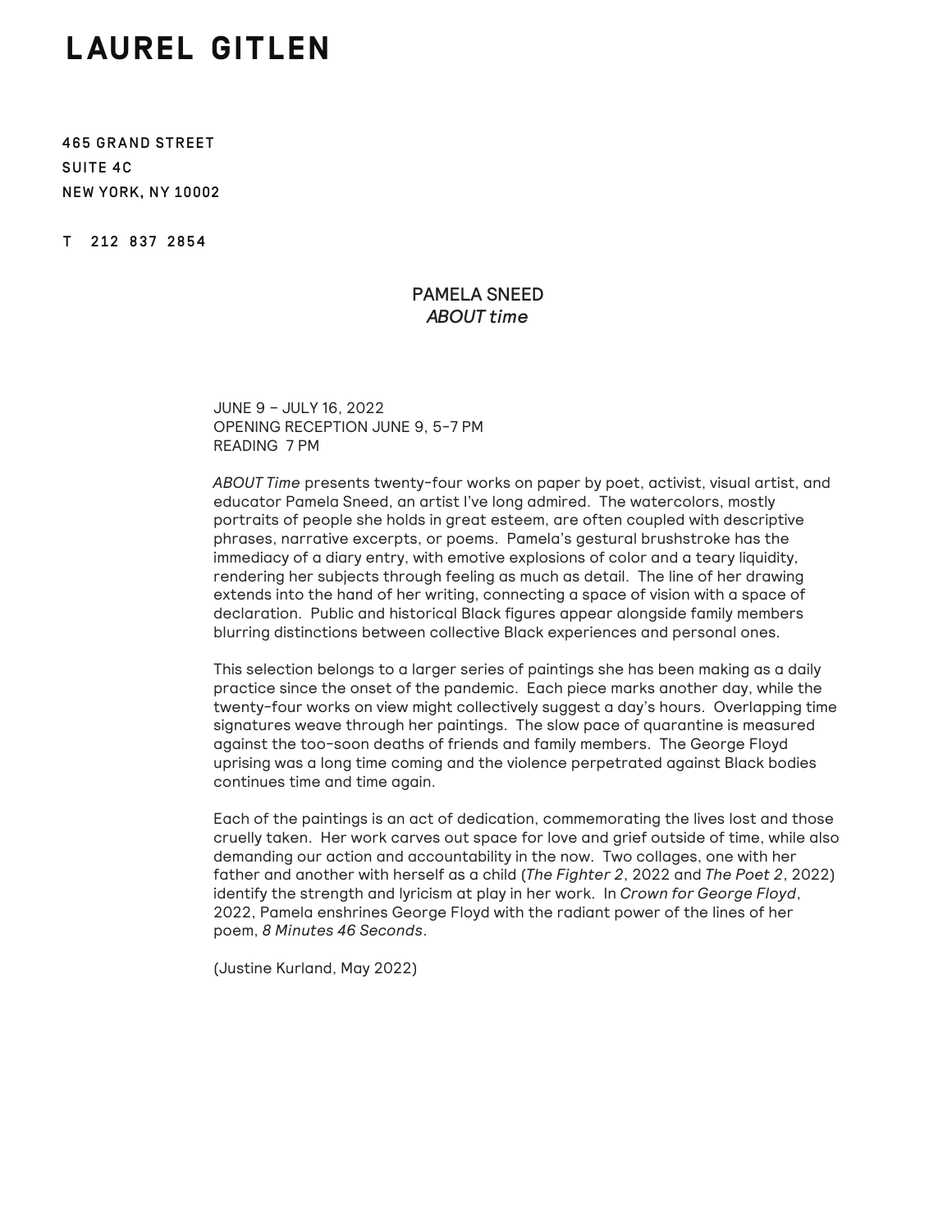# LAUREL GITLEN

**465 GRAND STREET**
**SUITE 4C**
**NEW YORK, NY 10002**

**T 212 837 2854**

## PAMELA SNEED
## *ABOUT time*

JUNE 9 – JULY 16, 2022
OPENING RECEPTION JUNE 9, 5-7 PM
READING 7 PM

*ABOUT Time* presents twenty-four works on paper by poet, activist, visual artist, and educator Pamela Sneed, an artist I've long admired. The watercolors, mostly portraits of people she holds in great esteem, are often coupled with descriptive phrases, narrative excerpts, or poems. Pamela's gestural brushstroke has the immediacy of a diary entry, with emotive explosions of color and a teary liquidity, rendering her subjects through feeling as much as detail. The line of her drawing extends into the hand of her writing, connecting a space of vision with a space of declaration. Public and historical Black figures appear alongside family members blurring distinctions between collective Black experiences and personal ones.

This selection belongs to a larger series of paintings she has been making as a daily practice since the onset of the pandemic. Each piece marks another day, while the twenty-four works on view might collectively suggest a day's hours. Overlapping time signatures weave through her paintings. The slow pace of quarantine is measured against the too-soon deaths of friends and family members. The George Floyd uprising was a long time coming and the violence perpetrated against Black bodies continues time and time again.

Each of the paintings is an act of dedication, commemorating the lives lost and those cruelly taken. Her work carves out space for love and grief outside of time, while also demanding our action and accountability in the now. Two collages, one with her father and another with herself as a child (*The Fighter 2*, 2022 and *The Poet 2*, 2022) identify the strength and lyricism at play in her work. In *Crown for George Floyd*, 2022, Pamela enshrines George Floyd with the radiant power of the lines of her poem, *8 Minutes 46 Seconds*.

(Justine Kurland, May 2022)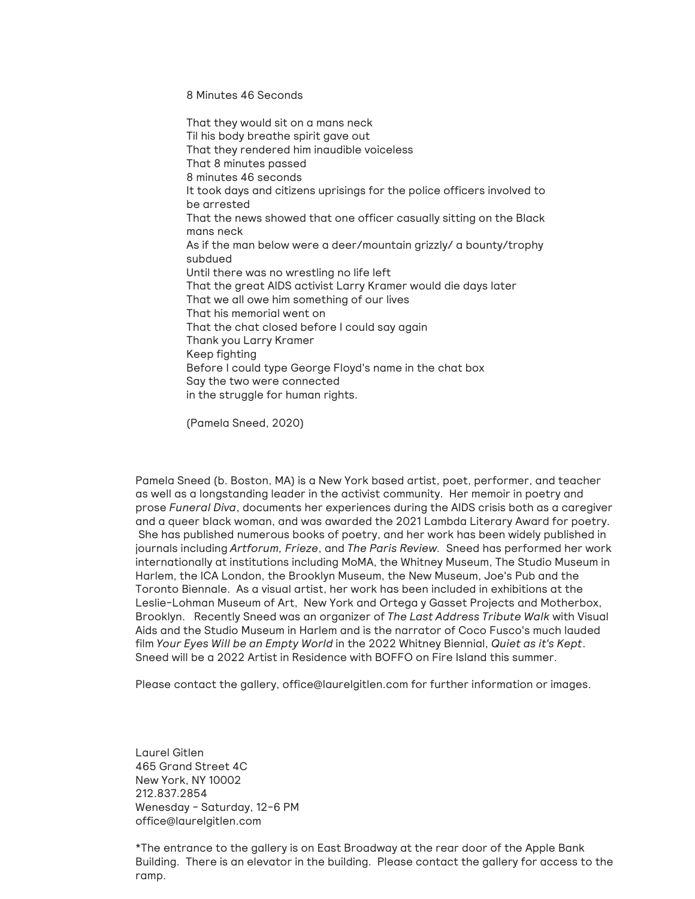8 Minutes 46 Seconds

That they would sit on a mans neck
Til his body breathe spirit gave out
That they rendered him inaudible voiceless
That 8 minutes passed
8 minutes 46 seconds
It took days and citizens uprisings for the police officers involved to be arrested
That the news showed that one officer casually sitting on the Black mans neck
As if the man below were a deer/mountain grizzly/ a bounty/trophy subdued
Until there was no wrestling no life left
That the great AIDS activist Larry Kramer would die days later
That we all owe him something of our lives
That his memorial went on
That the chat closed before I could say again
Thank you Larry Kramer
Keep fighting
Before I could type George Floyd's name in the chat box
Say the two were connected
in the struggle for human rights.

(Pamela Sneed, 2020)

Pamela Sneed (b. Boston, MA) is a New York based artist, poet, performer, and teacher as well as a longstanding leader in the activist community. Her memoir in poetry and prose *Funeral Diva*, documents her experiences during the AIDS crisis both as a caregiver and a queer black woman, and was awarded the 2021 Lambda Literary Award for poetry. She has published numerous books of poetry, and her work has been widely published in journals including *Artforum, Frieze*, and *The Paris Review.* Sneed has performed her work internationally at institutions including MoMA, the Whitney Museum, The Studio Museum in Harlem, the ICA London, the Brooklyn Museum, the New Museum, Joe's Pub and the Toronto Biennale. As a visual artist, her work has been included in exhibitions at the Leslie-Lohman Museum of Art, New York and Ortega y Gasset Projects and Motherbox, Brooklyn. Recently Sneed was an organizer of *The Last Address Tribute Walk* with Visual Aids and the Studio Museum in Harlem and is the narrator of Coco Fusco's much lauded film *Your Eyes Will be an Empty World* in the 2022 Whitney Biennial, *Quiet as it's Kept*. Sneed will be a 2022 Artist in Residence with BOFFO on Fire Island this summer.

Please contact the gallery, office@laurelgitlen.com for further information or images.

Laurel Gitlen
465 Grand Street 4C
New York, NY 10002
212.837.2854
Wenesday - Saturday, 12-6 PM
office@laurelgitlen.com

*The entrance to the gallery is on East Broadway at the rear door of the Apple Bank Building. There is an elevator in the building. Please contact the gallery for access to the ramp.